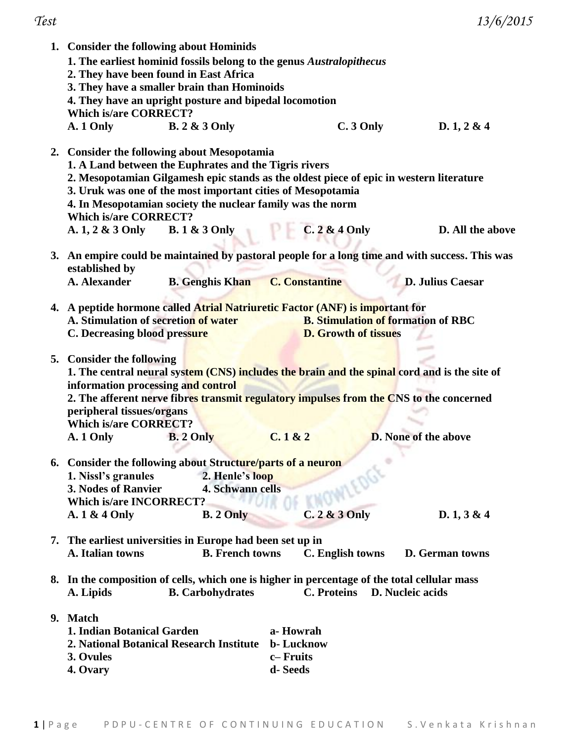Test 13/6/2015

1. **Consider the following about Hominids**
   **1. The earliest hominid fossils belong to the genus *Australopithecus***
   **2. They have been found in East Africa**
   **3. They have a smaller brain than Hominoids**
   **4. They have an upright posture and bipedal locomotion**
   **Which is/are CORRECT?**
   **A. 1 Only B. 2 & 3 Only C. 3 Only D. 1, 2 & 4**

2. **Consider the following about Mesopotamia**
   **1. A Land between the Euphrates and the Tigris rivers**
   **2. Mesopotamian Gilgamesh epic stands as the oldest piece of epic in western literature**
   **3. Uruk was one of the most important cities of Mesopotamia**
   **4. In Mesopotamian society the nuclear family was the norm**
   **Which is/are CORRECT?**
   **A. 1, 2 & 3 Only B. 1 & 3 Only C. 2 & 4 Only D. All the above**

3. **An empire could be maintained by pastoral people for a long time and with success. This was established by**
   **A. Alexander B. Genghis Khan C. Constantine D. Julius Caesar**

4. **A peptide hormone called Atrial Natriuretic Factor (ANF) is important for**
   **A. Stimulation of secretion of water B. Stimulation of formation of RBC**
   **C. Decreasing blood pressure D. Growth of tissues**

5. **Consider the following**
   **1. The central neural system (CNS) includes the brain and the spinal cord and is the site of information processing and control**
   **2. The afferent nerve fibres transmit regulatory impulses from the CNS to the concerned peripheral tissues/organs**
   **Which is/are CORRECT?**
   **A. 1 Only B. 2 Only C. 1 & 2 D. None of the above**

6. **Consider the following about Structure/parts of a neuron**
   **1. Nissl's granules 2. Henle's loop**
   **3. Nodes of Ranvier 4. Schwann cells**
   **Which is/are INCORRECT?**
   **A. 1 & 4 Only B. 2 Only C. 2 & 3 Only D. 1, 3 & 4**

7. **The earliest universities in Europe had been set up in**
   **A. Italian towns B. French towns C. English towns D. German towns**

8. **In the composition of cells, which one is higher in percentage of the total cellular mass**
   **A. Lipids B. Carbohydrates C. Proteins D. Nucleic acids**

9. **Match**
   **1. Indian Botanical Garden a- Howrah**
   **2. National Botanical Research Institute b- Lucknow**
   **3. Ovules c– Fruits**
   **4. Ovary d- Seeds**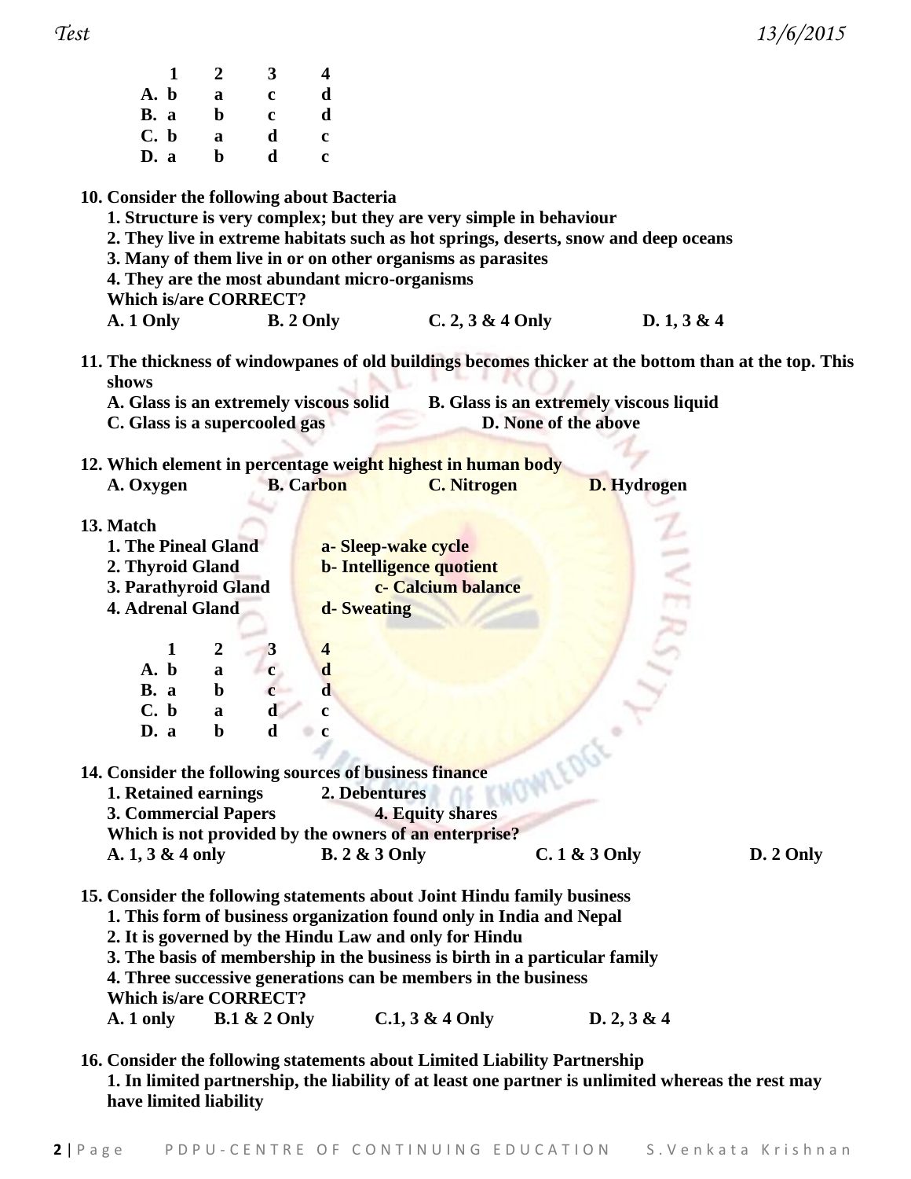| | 1 | 2 | 3 | 4 |
|---|---|---|---|---|
| A. | b | a | c | d |
| B. | a | b | c | d |
| C. | b | a | d | c |
| D. | a | b | d | c |

**10. Consider the following about Bacteria**
**1. Structure is very complex; but they are very simple in behaviour**
**2. They live in extreme habitats such as hot springs, deserts, snow and deep oceans**
**3. Many of them live in or on other organisms as parasites**
**4. They are the most abundant micro-organisms**
**Which is/are CORRECT?**
**A. 1 Only B. 2 Only C. 2, 3 & 4 Only D. 1, 3 & 4**

**11. The thickness of windowpanes of old buildings becomes thicker at the bottom than at the top. This shows**
**A. Glass is an extremely viscous solid B. Glass is an extremely viscous liquid**
**C. Glass is a supercooled gas D. None of the above**

**12. Which element in percentage weight highest in human body**
**A. Oxygen B. Carbon C. Nitrogen D. Hydrogen**

**13. Match**
**1. The Pineal Gland a- Sleep-wake cycle**
**2. Thyroid Gland b- Intelligence quotient**
**3. Parathyroid Gland c- Calcium balance**
**4. Adrenal Gland d- Sweating**

| | 1 | 2 | 3 | 4 |
|---|---|---|---|---|
| A. | b | a | c | d |
| B. | a | b | c | d |
| C. | b | a | d | c |
| D. | a | b | d | c |

**14. Consider the following sources of business finance**
**1. Retained earnings 2. Debentures**
**3. Commercial Papers 4. Equity shares**
**Which is not provided by the owners of an enterprise?**
**A. 1, 3 & 4 only B. 2 & 3 Only C. 1 & 3 Only D. 2 Only**

**15. Consider the following statements about Joint Hindu family business**
**1. This form of business organization found only in India and Nepal**
**2. It is governed by the Hindu Law and only for Hindu**
**3. The basis of membership in the business is birth in a particular family**
**4. Three successive generations can be members in the business**
**Which is/are CORRECT?**
**A. 1 only B.1 & 2 Only C.1, 3 & 4 Only D. 2, 3 & 4**

**16. Consider the following statements about Limited Liability Partnership**
**1. In limited partnership, the liability of at least one partner is unlimited whereas the rest may have limited liability**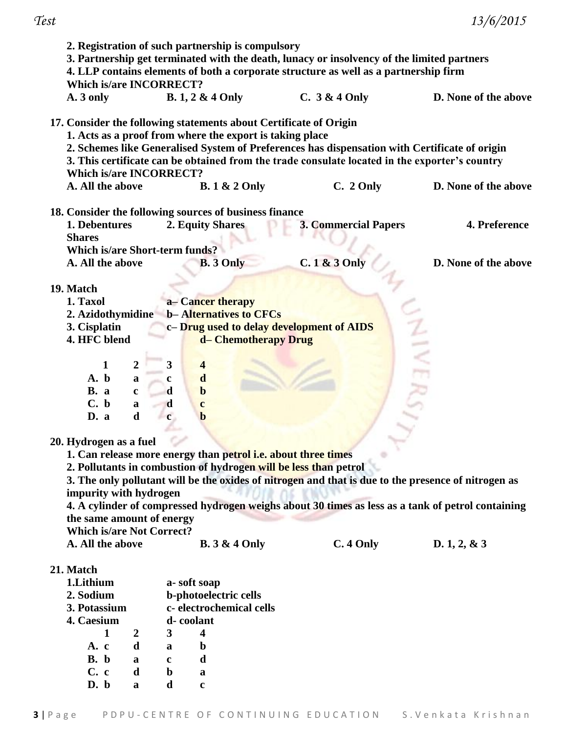**2. Registration of such partnership is compulsory**
**3. Partnership get terminated with the death, lunacy or insolvency of the limited partners**
**4. LLP contains elements of both a corporate structure as well as a partnership firm**
**Which is/are INCORRECT?**
**A. 3 only B. 1, 2 & 4 Only C. 3 & 4 Only D. None of the above**

**17. Consider the following statements about Certificate of Origin**
**1. Acts as a proof from where the export is taking place**
**2. Schemes like Generalised System of Preferences has dispensation with Certificate of origin**
**3. This certificate can be obtained from the trade consulate located in the exporter's country**
**Which is/are INCORRECT?**
**A. All the above B. 1 & 2 Only C. 2 Only D. None of the above**

**18. Consider the following sources of business finance**
**1. Debentures 2. Equity Shares 3. Commercial Papers 4. Preference Shares**
**Which is/are Short-term funds?**
**A. All the above B. 3 Only C. 1 & 3 Only D. None of the above**

**19. Match**
**1. Taxol a– Cancer therapy**
**2. Azidothymidine b– Alternatives to CFCs**
**3. Cisplatin c– Drug used to delay development of AIDS**
**4. HFC blend d– Chemotherapy Drug**

| | 1 | 2 | 3 | 4 |
|---|---|---|---|---|
| A. | b | a | c | d |
| B. | a | c | d | b |
| C. | b | a | d | c |
| D. | a | d | c | b |

**20. Hydrogen as a fuel**
**1. Can release more energy than petrol i.e. about three times**
**2. Pollutants in combustion of hydrogen will be less than petrol**
**3. The only pollutant will be the oxides of nitrogen and that is due to the presence of nitrogen as impurity with hydrogen**
**4. A cylinder of compressed hydrogen weighs about 30 times as less as a tank of petrol containing the same amount of energy**
**Which is/are Not Correct?**
**A. All the above B. 3 & 4 Only C. 4 Only D. 1, 2, & 3**

**21. Match**
**1.Lithium a- soft soap**
**2. Sodium b-photoelectric cells**
**3. Potassium c- electrochemical cells**
**4. Caesium d- coolant**

| | 1 | 2 | 3 | 4 |
|---|---|---|---|---|
| A. | c | d | a | b |
| B. | b | a | c | d |
| C. | c | d | b | a |
| D. | b | a | d | c |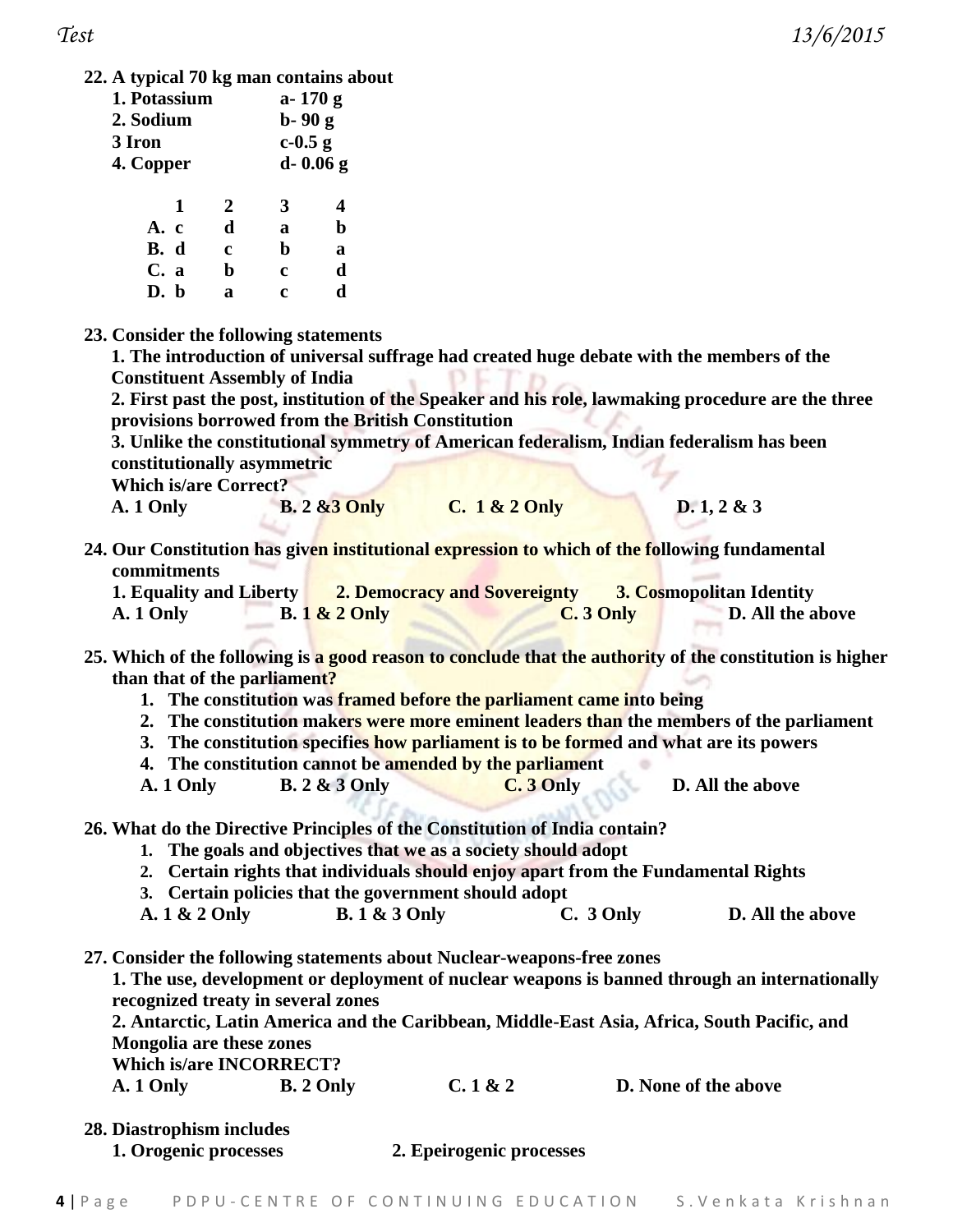**22. A typical 70 kg man contains about**

| | |
|---|---|
| **1. Potassium** | **a- 170 g** |
| **2. Sodium** | **b- 90 g** |
| **3 Iron** | **c-0.5 g** |
| **4. Copper** | **d- 0.06 g** |

| | 1 | 2 | 3 | 4 |
|---|---|---|---|---|
| **A.** | **c** | **d** | **a** | **b** |
| **B.** | **d** | **c** | **b** | **a** |
| **C.** | **a** | **b** | **c** | **d** |
| **D.** | **b** | **a** | **c** | **d** |

**23. Consider the following statements**

**1. The introduction of universal suffrage had created huge debate with the members of the Constituent Assembly of India**

**2. First past the post, institution of the Speaker and his role, lawmaking procedure are the three provisions borrowed from the British Constitution**

**3. Unlike the constitutional symmetry of American federalism, Indian federalism has been constitutionally asymmetric**

**Which is/are Correct?**

**A. 1 Only B. 2 &3 Only C. 1 & 2 Only D. 1, 2 & 3**

**24. Our Constitution has given institutional expression to which of the following fundamental commitments**

**1. Equality and Liberty 2. Democracy and Sovereignty 3. Cosmopolitan Identity**

**A. 1 Only B. 1 & 2 Only C. 3 Only D. All the above**

**25. Which of the following is a good reason to conclude that the authority of the constitution is higher than that of the parliament?**

1. **The constitution was framed before the parliament came into being**
2. **The constitution makers were more eminent leaders than the members of the parliament**
3. **The constitution specifies how parliament is to be formed and what are its powers**
4. **The constitution cannot be amended by the parliament**

**A. 1 Only B. 2 & 3 Only C. 3 Only D. All the above**

**26. What do the Directive Principles of the Constitution of India contain?**

1. **The goals and objectives that we as a society should adopt**
2. **Certain rights that individuals should enjoy apart from the Fundamental Rights**
3. **Certain policies that the government should adopt**

**A. 1 & 2 Only B. 1 & 3 Only C. 3 Only D. All the above**

**27. Consider the following statements about Nuclear-weapons-free zones**

**1. The use, development or deployment of nuclear weapons is banned through an internationally recognized treaty in several zones**

**2. Antarctic, Latin America and the Caribbean, Middle-East Asia, Africa, South Pacific, and Mongolia are these zones**

**Which is/are INCORRECT?**

**A. 1 Only B. 2 Only C. 1 & 2 D. None of the above**

**28. Diastrophism includes**

**1. Orogenic processes 2. Epeirogenic processes**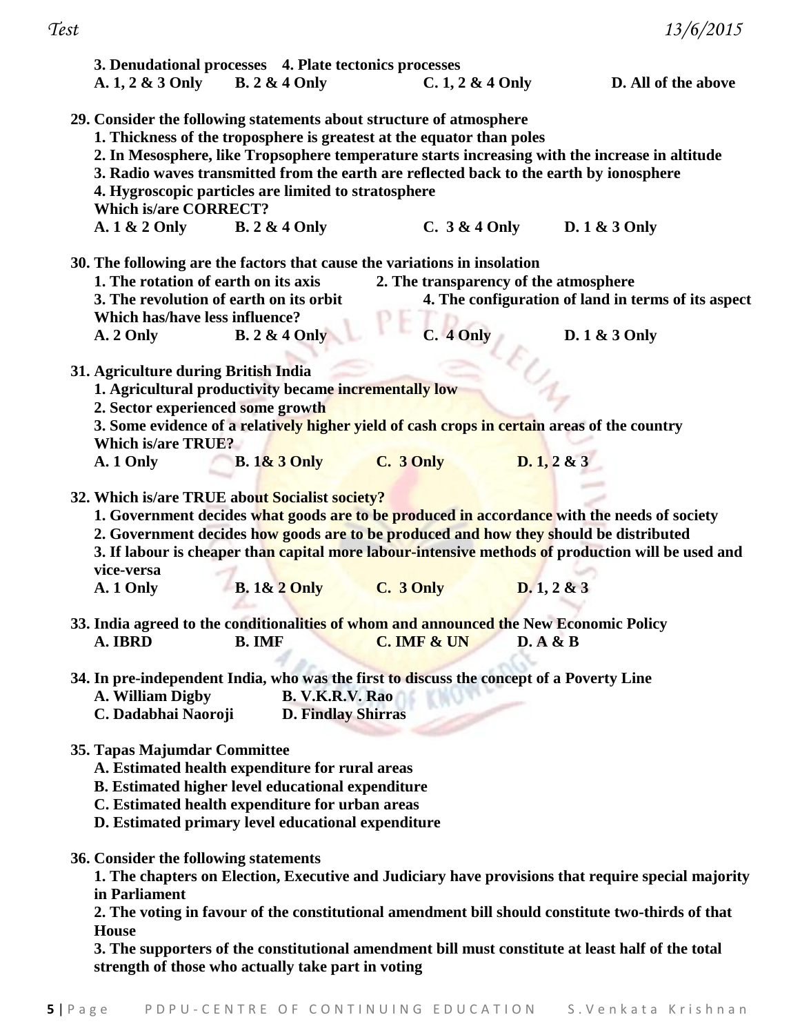**3. Denudational processes 4. Plate tectonics processes**

**A. 1, 2 & 3 Only B. 2 & 4 Only C. 1, 2 & 4 Only D. All of the above**

**29. Consider the following statements about structure of atmosphere**

**1. Thickness of the troposphere is greatest at the equator than poles**

**2. In Mesosphere, like Tropsophere temperature starts increasing with the increase in altitude**

**3. Radio waves transmitted from the earth are reflected back to the earth by ionosphere**

**4. Hygroscopic particles are limited to stratosphere**

**Which is/are CORRECT?**

**A. 1 & 2 Only B. 2 & 4 Only C. 3 & 4 Only D. 1 & 3 Only**

**30. The following are the factors that cause the variations in insolation**

**1. The rotation of earth on its axis 2. The transparency of the atmosphere**

**3. The revolution of earth on its orbit 4. The configuration of land in terms of its aspect**

**Which has/have less influence?**

**A. 2 Only B. 2 & 4 Only C. 4 Only D. 1 & 3 Only**

**31. Agriculture during British India**

**1. Agricultural productivity became incrementally low**

**2. Sector experienced some growth**

**3. Some evidence of a relatively higher yield of cash crops in certain areas of the country**

**Which is/are TRUE?**

**A. 1 Only B. 1& 3 Only C. 3 Only D. 1, 2 & 3**

**32. Which is/are TRUE about Socialist society?**

**1. Government decides what goods are to be produced in accordance with the needs of society**

**2. Government decides how goods are to be produced and how they should be distributed**

**3. If labour is cheaper than capital more labour-intensive methods of production will be used and vice-versa**

**A. 1 Only B. 1& 2 Only C. 3 Only D. 1, 2 & 3**

**33. India agreed to the conditionalities of whom and announced the New Economic Policy**

**A. IBRD B. IMF C. IMF & UN D. A & B**

**34. In pre-independent India, who was the first to discuss the concept of a Poverty Line**

**A. William Digby B. V.K.R.V. Rao**

**C. Dadabhai Naoroji D. Findlay Shirras**

**35. Tapas Majumdar Committee**

**A. Estimated health expenditure for rural areas**

**B. Estimated higher level educational expenditure**

**C. Estimated health expenditure for urban areas**

**D. Estimated primary level educational expenditure**

**36. Consider the following statements**

**1. The chapters on Election, Executive and Judiciary have provisions that require special majority in Parliament**

**2. The voting in favour of the constitutional amendment bill should constitute two-thirds of that House**

**3. The supporters of the constitutional amendment bill must constitute at least half of the total strength of those who actually take part in voting**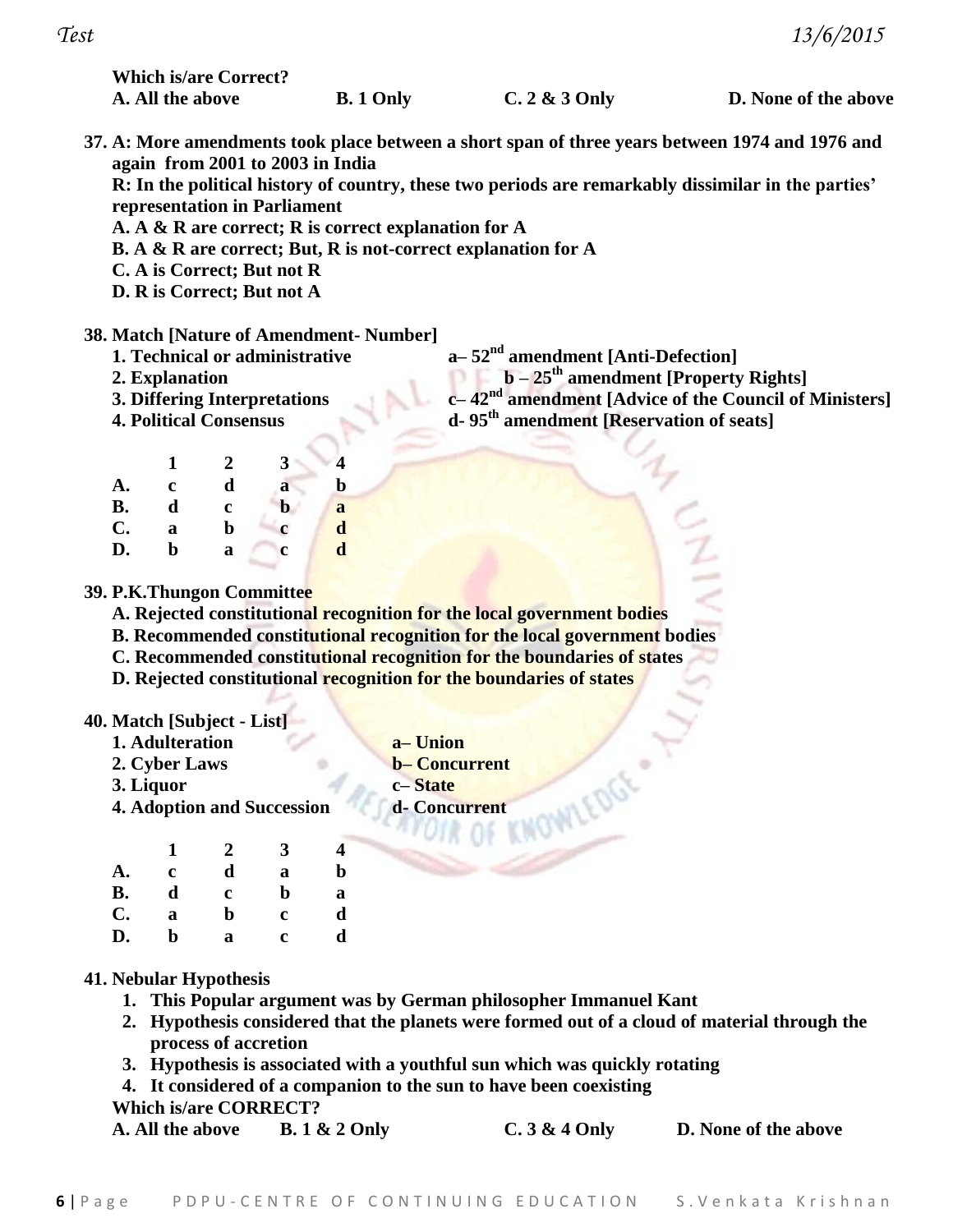**Which is/are Correct?**

**A. All the above B. 1 Only C. 2 & 3 Only D. None of the above**

**37. A: More amendments took place between a short span of three years between 1974 and 1976 and again from 2001 to 2003 in India**

**R: In the political history of country, these two periods are remarkably dissimilar in the parties' representation in Parliament**

**A. A & R are correct; R is correct explanation for A**

**B. A & R are correct; But, R is not-correct explanation for A**

**C. A is Correct; But not R**

**D. R is Correct; But not A**

**38. Match [Nature of Amendment- Number]**

**1. Technical or administrative** — **a– 52nd amendment [Anti-Defection]**

**2. Explanation** — **b – 25th amendment [Property Rights]**

**3. Differing Interpretations** — **c– 42nd amendment [Advice of the Council of Ministers]**

**4. Political Consensus** — **d- 95th amendment [Reservation of seats]**

| | 1 | 2 | 3 | 4 |
|---|---|---|---|---|
| **A.** | c | d | a | b |
| **B.** | d | c | b | a |
| **C.** | a | b | c | d |
| **D.** | b | a | c | d |

**39. P.K.Thungon Committee**

**A. Rejected constitutional recognition for the local government bodies**

**B. Recommended constitutional recognition for the local government bodies**

**C. Recommended constitutional recognition for the boundaries of states**

**D. Rejected constitutional recognition for the boundaries of states**

**40. Match [Subject - List]**

**1. Adulteration** — **a– Union**

**2. Cyber Laws** — **b– Concurrent**

**3. Liquor** — **c– State**

**4. Adoption and Succession** — **d- Concurrent**

| | 1 | 2 | 3 | 4 |
|---|---|---|---|---|
| **A.** | c | d | a | b |
| **B.** | d | c | b | a |
| **C.** | a | b | c | d |
| **D.** | b | a | c | d |

**41. Nebular Hypothesis**

1. **This Popular argument was by German philosopher Immanuel Kant**
2. **Hypothesis considered that the planets were formed out of a cloud of material through the process of accretion**
3. **Hypothesis is associated with a youthful sun which was quickly rotating**
4. **It considered of a companion to the sun to have been coexisting**

**Which is/are CORRECT?**

**A. All the above B. 1 & 2 Only C. 3 & 4 Only D. None of the above**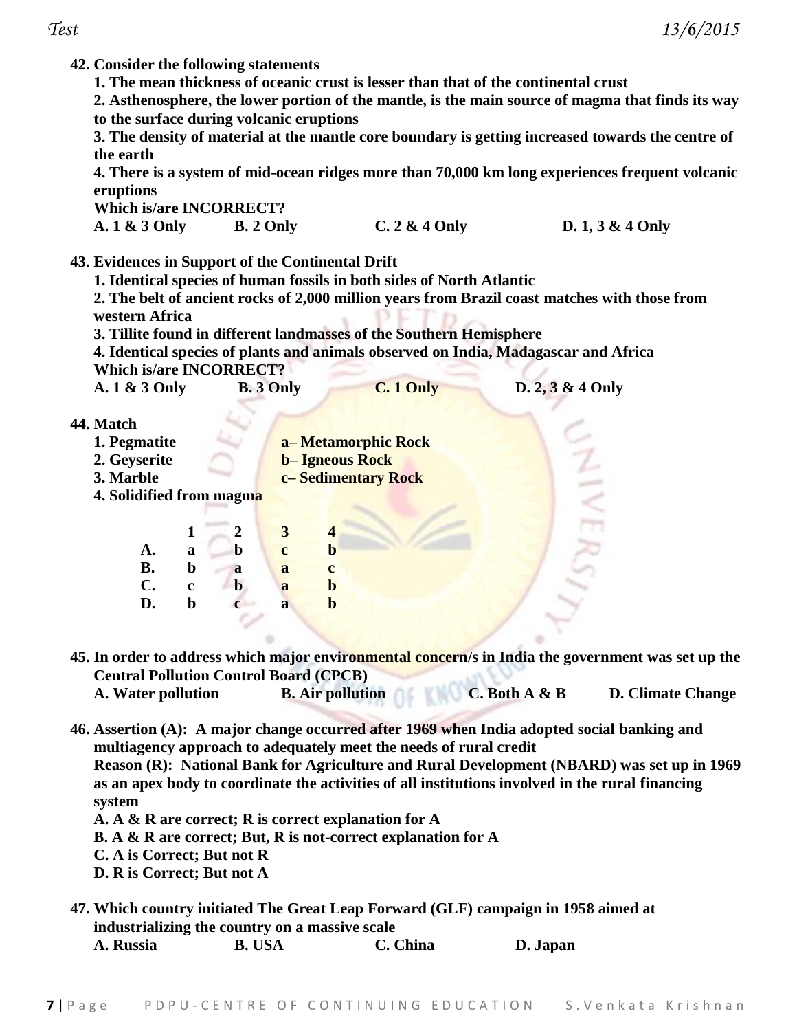**42. Consider the following statements**

**1. The mean thickness of oceanic crust is lesser than that of the continental crust**

**2. Asthenosphere, the lower portion of the mantle, is the main source of magma that finds its way to the surface during volcanic eruptions**

**3. The density of material at the mantle core boundary is getting increased towards the centre of the earth**

**4. There is a system of mid-ocean ridges more than 70,000 km long experiences frequent volcanic eruptions**

**Which is/are INCORRECT?**

**A. 1 & 3 Only B. 2 Only C. 2 & 4 Only D. 1, 3 & 4 Only**

**43. Evidences in Support of the Continental Drift**

**1. Identical species of human fossils in both sides of North Atlantic**

**2. The belt of ancient rocks of 2,000 million years from Brazil coast matches with those from western Africa**

**3. Tillite found in different landmasses of the Southern Hemisphere**

**4. Identical species of plants and animals observed on India, Madagascar and Africa**

**Which is/are INCORRECT?**

**A. 1 & 3 Only B. 3 Only C. 1 Only D. 2, 3 & 4 Only**

**44. Match**

**1. Pegmatite a– Metamorphic Rock**

**2. Geyserite b– Igneous Rock**

**3. Marble c– Sedimentary Rock**

**4. Solidified from magma**

| | 1 | 2 | 3 | 4 |
|---|---|---|---|---|
| A. | a | b | c | b |
| B. | b | a | a | c |
| C. | c | b | a | b |
| D. | b | c | a | b |

**45. In order to address which major environmental concern/s in India the government was set up the Central Pollution Control Board (CPCB)**

**A. Water pollution B. Air pollution C. Both A & B D. Climate Change**

**46. Assertion (A): A major change occurred after 1969 when India adopted social banking and multiagency approach to adequately meet the needs of rural credit**

**Reason (R): National Bank for Agriculture and Rural Development (NBARD) was set up in 1969 as an apex body to coordinate the activities of all institutions involved in the rural financing system**

**A. A & R are correct; R is correct explanation for A**

**B. A & R are correct; But, R is not-correct explanation for A**

**C. A is Correct; But not R**

**D. R is Correct; But not A**

**47. Which country initiated The Great Leap Forward (GLF) campaign in 1958 aimed at industrializing the country on a massive scale**

**A. Russia B. USA C. China D. Japan**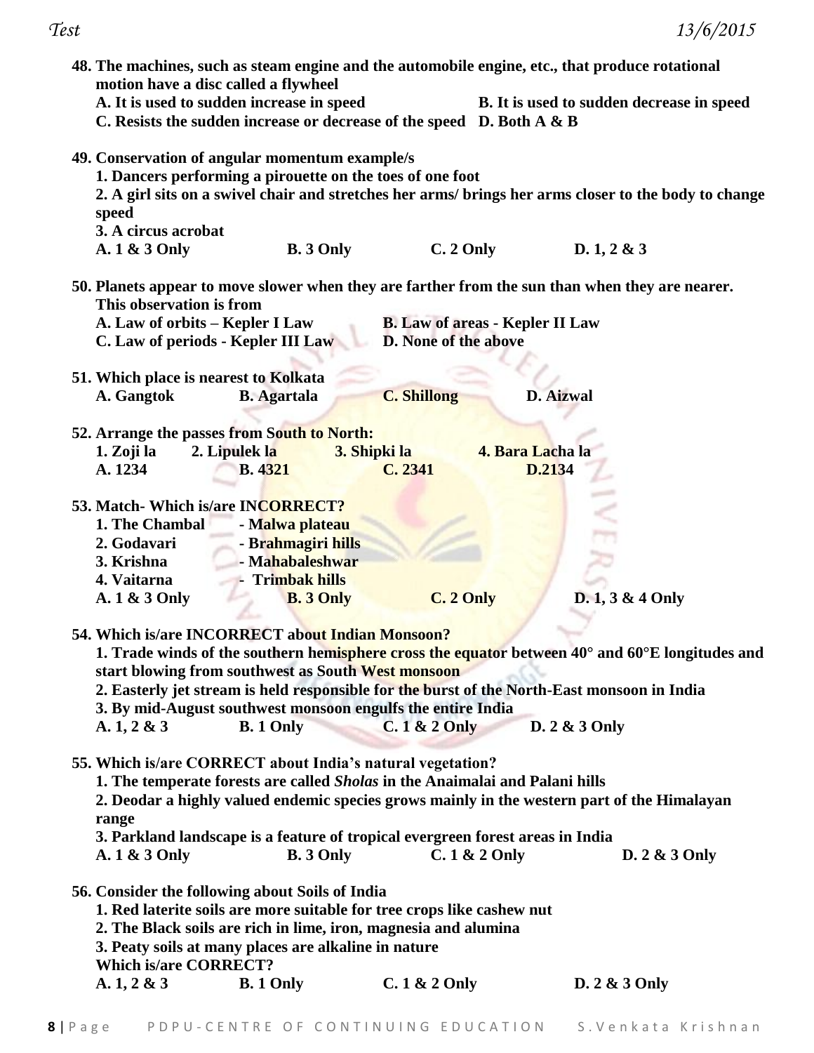**48. The machines, such as steam engine and the automobile engine, etc., that produce rotational motion have a disc called a flywheel**

**A. It is used to sudden increase in speed** **B. It is used to sudden decrease in speed**
**C. Resists the sudden increase or decrease of the speed** **D. Both A & B**

**49. Conservation of angular momentum example/s**

**1. Dancers performing a pirouette on the toes of one foot**
**2. A girl sits on a swivel chair and stretches her arms/ brings her arms closer to the body to change speed**
**3. A circus acrobat**

**A. 1 & 3 Only** **B. 3 Only** **C. 2 Only** **D. 1, 2 & 3**

**50. Planets appear to move slower when they are farther from the sun than when they are nearer. This observation is from**

**A. Law of orbits – Kepler I Law** **B. Law of areas - Kepler II Law**
**C. Law of periods - Kepler III Law** **D. None of the above**

**51. Which place is nearest to Kolkata**

**A. Gangtok** **B. Agartala** **C. Shillong** **D. Aizwal**

**52. Arrange the passes from South to North:**

**1. Zoji la** **2. Lipulek la** **3. Shipki la** **4. Bara Lacha la**

**A. 1234** **B. 4321** **C. 2341** **D.2134**

**53. Match- Which is/are INCORRECT?**

**1. The Chambal - Malwa plateau**
**2. Godavari - Brahmagiri hills**
**3. Krishna - Mahabaleshwar**
**4. Vaitarna - Trimbak hills**

**A. 1 & 3 Only** **B. 3 Only** **C. 2 Only** **D. 1, 3 & 4 Only**

**54. Which is/are INCORRECT about Indian Monsoon?**

**1. Trade winds of the southern hemisphere cross the equator between 40° and 60°E longitudes and start blowing from southwest as South West monsoon**
**2. Easterly jet stream is held responsible for the burst of the North-East monsoon in India**
**3. By mid-August southwest monsoon engulfs the entire India**

**A. 1, 2 & 3** **B. 1 Only** **C. 1 & 2 Only** **D. 2 & 3 Only**

**55. Which is/are CORRECT about India's natural vegetation?**

**1. The temperate forests are called *Sholas* in the Anaimalai and Palani hills**
**2. Deodar a highly valued endemic species grows mainly in the western part of the Himalayan range**
**3. Parkland landscape is a feature of tropical evergreen forest areas in India**

**A. 1 & 3 Only** **B. 3 Only** **C. 1 & 2 Only** **D. 2 & 3 Only**

**56. Consider the following about Soils of India**

**1. Red laterite soils are more suitable for tree crops like cashew nut**
**2. The Black soils are rich in lime, iron, magnesia and alumina**
**3. Peaty soils at many places are alkaline in nature**

**Which is/are CORRECT?**

**A. 1, 2 & 3** **B. 1 Only** **C. 1 & 2 Only** **D. 2 & 3 Only**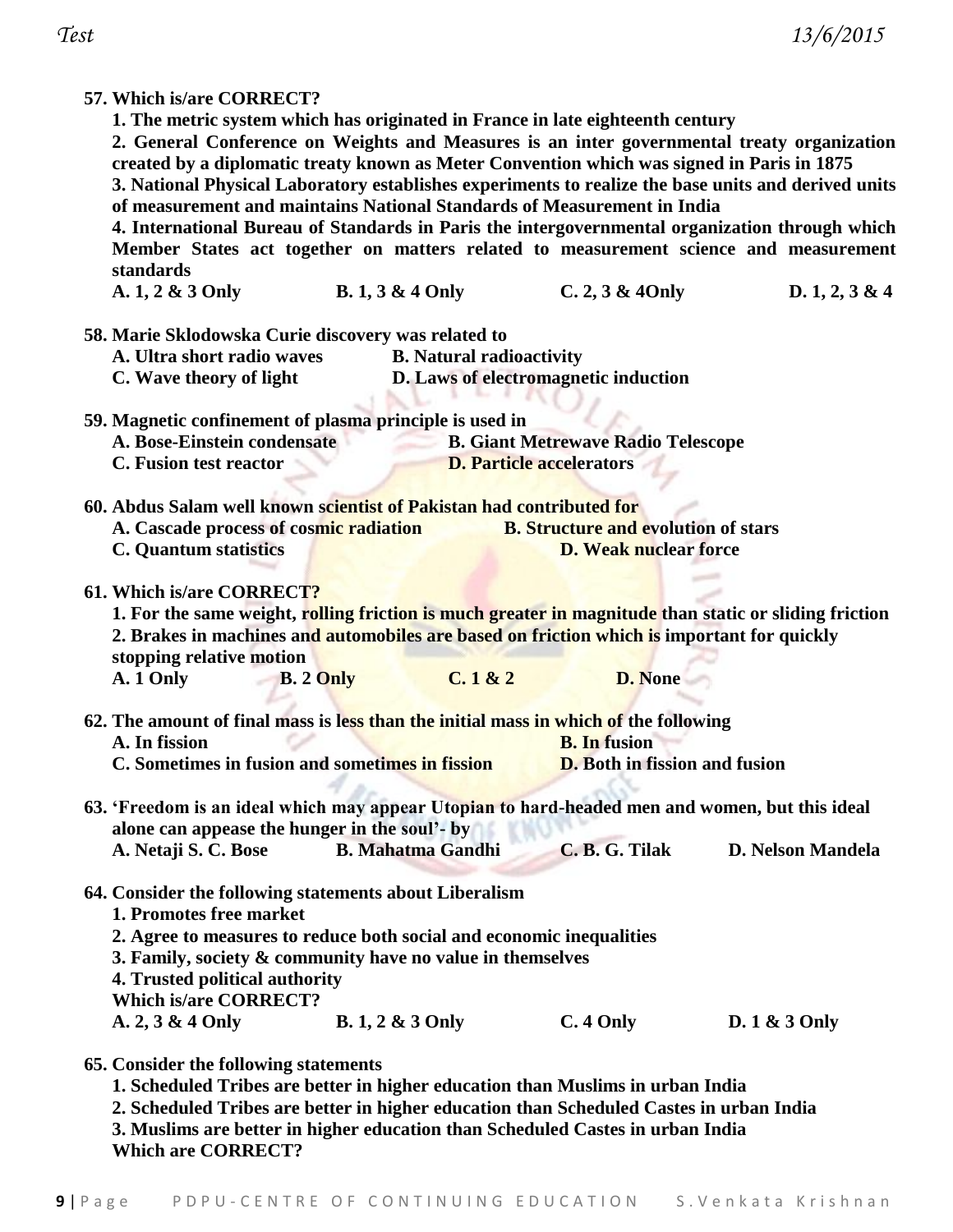**57. Which is/are CORRECT?**

**1. The metric system which has originated in France in late eighteenth century**

**2. General Conference on Weights and Measures is an inter governmental treaty organization created by a diplomatic treaty known as Meter Convention which was signed in Paris in 1875**

**3. National Physical Laboratory establishes experiments to realize the base units and derived units of measurement and maintains National Standards of Measurement in India**

**4. International Bureau of Standards in Paris the intergovernmental organization through which Member States act together on matters related to measurement science and measurement standards**

**A. 1, 2 & 3 Only B. 1, 3 & 4 Only C. 2, 3 & 4Only D. 1, 2, 3 & 4**

**58. Marie Sklodowska Curie discovery was related to**

**A. Ultra short radio waves B. Natural radioactivity**

**C. Wave theory of light D. Laws of electromagnetic induction**

**59. Magnetic confinement of plasma principle is used in**

**A. Bose-Einstein condensate B. Giant Metrewave Radio Telescope**

**C. Fusion test reactor D. Particle accelerators**

**60. Abdus Salam well known scientist of Pakistan had contributed for**

**A. Cascade process of cosmic radiation B. Structure and evolution of stars**

**C. Quantum statistics D. Weak nuclear force**

**61. Which is/are CORRECT?**

**1. For the same weight, rolling friction is much greater in magnitude than static or sliding friction**

**2. Brakes in machines and automobiles are based on friction which is important for quickly stopping relative motion**

**A. 1 Only B. 2 Only C. 1 & 2 D. None**

**62. The amount of final mass is less than the initial mass in which of the following**

**A. In fission B. In fusion**

**C. Sometimes in fusion and sometimes in fission D. Both in fission and fusion**

**63. 'Freedom is an ideal which may appear Utopian to hard-headed men and women, but this ideal alone can appease the hunger in the soul'- by**

**A. Netaji S. C. Bose B. Mahatma Gandhi C. B. G. Tilak D. Nelson Mandela**

**64. Consider the following statements about Liberalism**

**1. Promotes free market**

**2. Agree to measures to reduce both social and economic inequalities**

**3. Family, society & community have no value in themselves**

**4. Trusted political authority**

**Which is/are CORRECT?**

**A. 2, 3 & 4 Only B. 1, 2 & 3 Only C. 4 Only D. 1 & 3 Only**

**65. Consider the following statements**

**1. Scheduled Tribes are better in higher education than Muslims in urban India**

**2. Scheduled Tribes are better in higher education than Scheduled Castes in urban India**

**3. Muslims are better in higher education than Scheduled Castes in urban India**

**Which are CORRECT?**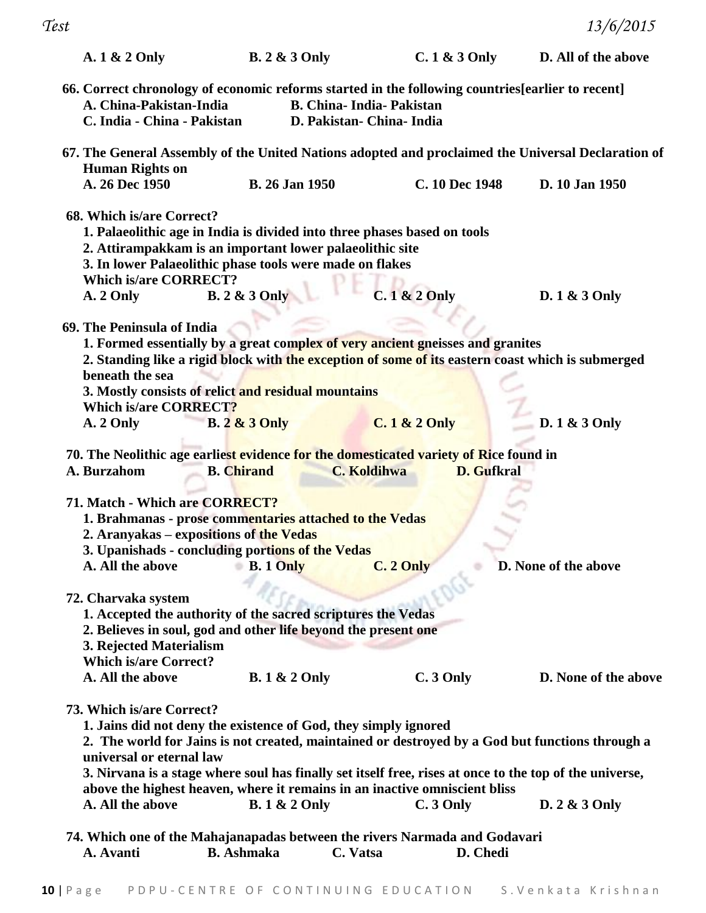A. 1 & 2 Only　　B. 2 & 3 Only　　C. 1 & 3 Only　　D. All of the above

**66. Correct chronology of economic reforms started in the following countries[earlier to recent]**
A. China-Pakistan-India　　B. China- India- Pakistan
C. India - China - Pakistan　　D. Pakistan- China- India

**67. The General Assembly of the United Nations adopted and proclaimed the Universal Declaration of Human Rights on**
A. 26 Dec 1950　　B. 26 Jan 1950　　C. 10 Dec 1948　　D. 10 Jan 1950

**68. Which is/are Correct?**
1. Palaeolithic age in India is divided into three phases based on tools
2. Attirampakkam is an important lower palaeolithic site
3. In lower Palaeolithic phase tools were made on flakes

Which is/are CORRECT?
A. 2 Only　　B. 2 & 3 Only　　C. 1 & 2 Only　　D. 1 & 3 Only

**69. The Peninsula of India**
1. Formed essentially by a great complex of very ancient gneisses and granites
2. Standing like a rigid block with the exception of some of its eastern coast which is submerged beneath the sea
3. Mostly consists of relict and residual mountains

Which is/are CORRECT?
A. 2 Only　　B. 2 & 3 Only　　C. 1 & 2 Only　　D. 1 & 3 Only

**70. The Neolithic age earliest evidence for the domesticated variety of Rice found in**
A. Burzahom　　B. Chirand　　C. Koldihwa　　D. Gufkral

**71. Match - Which are CORRECT?**
1. Brahmanas - prose commentaries attached to the Vedas
2. Aranyakas – expositions of the Vedas
3. Upanishads - concluding portions of the Vedas

A. All the above　　B. 1 Only　　C. 2 Only　　D. None of the above

**72. Charvaka system**
1. Accepted the authority of the sacred scriptures the Vedas
2. Believes in soul, god and other life beyond the present one
3. Rejected Materialism

Which is/are Correct?
A. All the above　　B. 1 & 2 Only　　C. 3 Only　　D. None of the above

**73. Which is/are Correct?**
1. Jains did not deny the existence of God, they simply ignored
2. The world for Jains is not created, maintained or destroyed by a God but functions through a universal or eternal law
3. Nirvana is a stage where soul has finally set itself free, rises at once to the top of the universe, above the highest heaven, where it remains in an inactive omniscient bliss

A. All the above　　B. 1 & 2 Only　　C. 3 Only　　D. 2 & 3 Only

**74. Which one of the Mahajanapadas between the rivers Narmada and Godavari**
A. Avanti　　B. Ashmaka　　C. Vatsa　　D. Chedi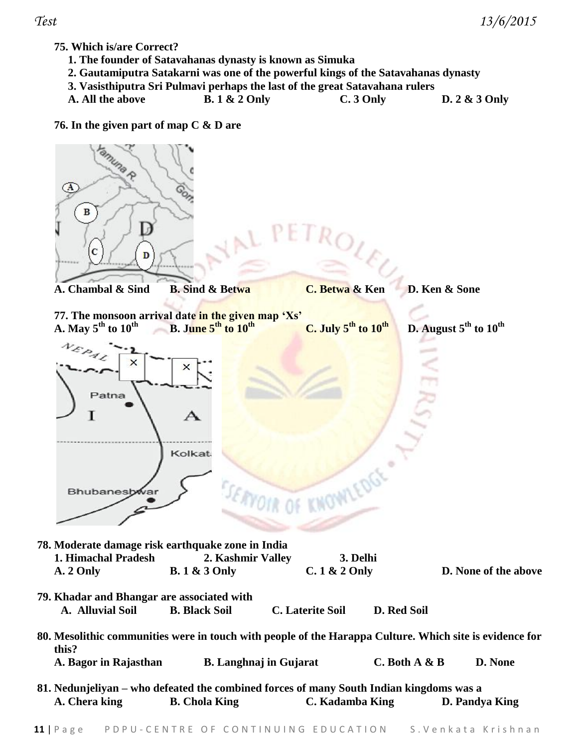**75. Which is/are Correct?**

**1. The founder of Satavahanas dynasty is known as Simuka**

**2. Gautamiputra Satakarni was one of the powerful kings of the Satavahanas dynasty**

**3. Vasisthiputra Sri Pulmavi perhaps the last of the great Satavahana rulers**

**A. All the above B. 1 & 2 Only C. 3 Only D. 2 & 3 Only**

**76. In the given part of map C & D are**

**A. Chambal & Sind B. Sind & Betwa C. Betwa & Ken D. Ken & Sone**

**77. The monsoon arrival date in the given map 'Xs'**

**A. May 5th to 10th B. June 5th to 10th C. July 5th to 10th D. August 5th to 10th**

**78. Moderate damage risk earthquake zone in India**

**1. Himachal Pradesh 2. Kashmir Valley 3. Delhi**

**A. 2 Only B. 1 & 3 Only C. 1 & 2 Only D. None of the above**

**79. Khadar and Bhangar are associated with**

**A. Alluvial Soil B. Black Soil C. Laterite Soil D. Red Soil**

**80. Mesolithic communities were in touch with people of the Harappa Culture. Which site is evidence for this?**

**A. Bagor in Rajasthan B. Langhnaj in Gujarat C. Both A & B D. None**

**81. Nedunjeliyan – who defeated the combined forces of many South Indian kingdoms was a**

**A. Chera king B. Chola King C. Kadamba King D. Pandya King**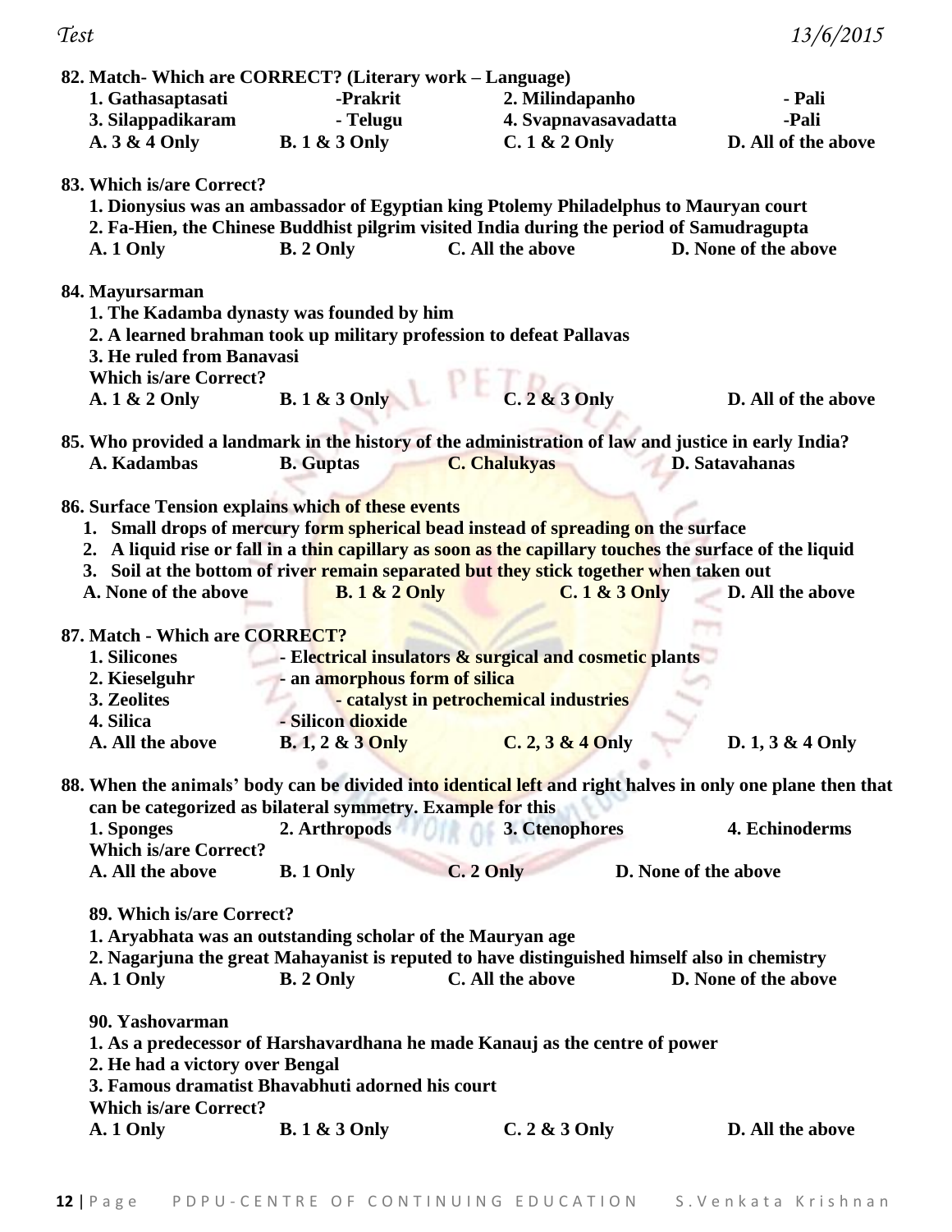**82. Match- Which are CORRECT? (Literary work – Language)**

**1. Gathasaptasati -Prakrit 2. Milindapanho - Pali**
**3. Silappadikaram - Telugu 4. Svapnavasavadatta -Pali**

**A. 3 & 4 Only B. 1 & 3 Only C. 1 & 2 Only D. All of the above**

**83. Which is/are Correct?**

**1. Dionysius was an ambassador of Egyptian king Ptolemy Philadelphus to Mauryan court**
**2. Fa-Hien, the Chinese Buddhist pilgrim visited India during the period of Samudragupta**

**A. 1 Only B. 2 Only C. All the above D. None of the above**

**84. Mayursarman**

**1. The Kadamba dynasty was founded by him**
**2. A learned brahman took up military profession to defeat Pallavas**
**3. He ruled from Banavasi**

**Which is/are Correct?**

**A. 1 & 2 Only B. 1 & 3 Only C. 2 & 3 Only D. All of the above**

**85. Who provided a landmark in the history of the administration of law and justice in early India?**

**A. Kadambas B. Guptas C. Chalukyas D. Satavahanas**

**86. Surface Tension explains which of these events**

1. **Small drops of mercury form spherical bead instead of spreading on the surface**
2. **A liquid rise or fall in a thin capillary as soon as the capillary touches the surface of the liquid**
3. **Soil at the bottom of river remain separated but they stick together when taken out**

**A. None of the above B. 1 & 2 Only C. 1 & 3 Only D. All the above**

**87. Match - Which are CORRECT?**

**1. Silicones - Electrical insulators & surgical and cosmetic plants**
**2. Kieselguhr - an amorphous form of silica**
**3. Zeolites - catalyst in petrochemical industries**
**4. Silica - Silicon dioxide**

**A. All the above B. 1, 2 & 3 Only C. 2, 3 & 4 Only D. 1, 3 & 4 Only**

**88. When the animals' body can be divided into identical left and right halves in only one plane then that can be categorized as bilateral symmetry. Example for this**

**1. Sponges 2. Arthropods 3. Ctenophores 4. Echinoderms**

**Which is/are Correct?**

**A. All the above B. 1 Only C. 2 Only D. None of the above**

**89. Which is/are Correct?**

**1. Aryabhata was an outstanding scholar of the Mauryan age**
**2. Nagarjuna the great Mahayanist is reputed to have distinguished himself also in chemistry**

**A. 1 Only B. 2 Only C. All the above D. None of the above**

**90. Yashovarman**

**1. As a predecessor of Harshavardhana he made Kanauj as the centre of power**
**2. He had a victory over Bengal**
**3. Famous dramatist Bhavabhuti adorned his court**

**Which is/are Correct?**

**A. 1 Only B. 1 & 3 Only C. 2 & 3 Only D. All the above**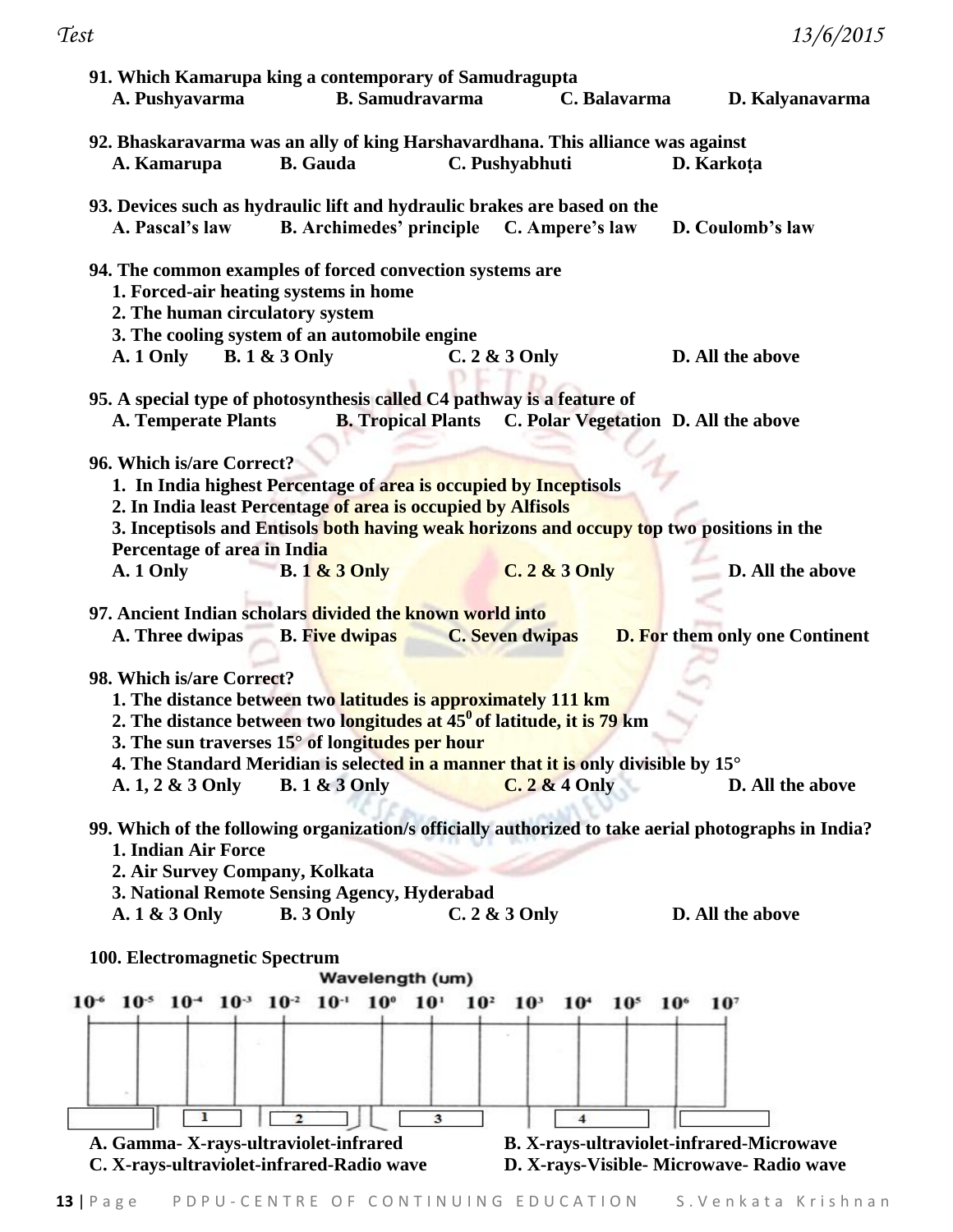**91. Which Kamarupa king a contemporary of Samudragupta**

A. Pushyavarma B. Samudravarma C. Balavarma D. Kalyanavarma

**92. Bhaskaravarma was an ally of king Harshavardhana. This alliance was against**

A. Kamarupa B. Gauda C. Pushyabhuti D. Karkoṭa

**93. Devices such as hydraulic lift and hydraulic brakes are based on the**

A. Pascal's law B. Archimedes' principle C. Ampere's law D. Coulomb's law

**94. The common examples of forced convection systems are**

1. Forced-air heating systems in home
2. The human circulatory system
3. The cooling system of an automobile engine

A. 1 Only B. 1 & 3 Only C. 2 & 3 Only D. All the above

**95. A special type of photosynthesis called C4 pathway is a feature of**

A. Temperate Plants B. Tropical Plants C. Polar Vegetation D. All the above

**96. Which is/are Correct?**

1. In India highest Percentage of area is occupied by Inceptisols
2. In India least Percentage of area is occupied by Alfisols
3. Inceptisols and Entisols both having weak horizons and occupy top two positions in the Percentage of area in India

A. 1 Only B. 1 & 3 Only C. 2 & 3 Only D. All the above

**97. Ancient Indian scholars divided the known world into**

A. Three dwipas B. Five dwipas C. Seven dwipas D. For them only one Continent

**98. Which is/are Correct?**

1. The distance between two latitudes is approximately 111 km
2. The distance between two longitudes at $45^0$ of latitude, it is 79 km
3. The sun traverses 15° of longitudes per hour
4. The Standard Meridian is selected in a manner that it is only divisible by 15°

A. 1, 2 & 3 Only B. 1 & 3 Only C. 2 & 4 Only D. All the above

**99. Which of the following organization/s officially authorized to take aerial photographs in India?**

1. Indian Air Force
2. Air Survey Company, Kolkata
3. National Remote Sensing Agency, Hyderabad

A. 1 & 3 Only B. 3 Only C. 2 & 3 Only D. All the above

**100. Electromagnetic Spectrum**

Wavelength (um)

$10^{-6}$ $10^{-5}$ $10^{-4}$ $10^{-3}$ $10^{-2}$ $10^{-1}$ $10^{0}$ $10^{1}$ $10^{2}$ $10^{3}$ $10^{4}$ $10^{5}$ $10^{6}$ $10^{7}$

1 2 3 4

A. Gamma- X-rays-ultraviolet-infrared B. X-rays-ultraviolet-infrared-Microwave

C. X-rays-ultraviolet-infrared-Radio wave D. X-rays-Visible- Microwave- Radio wave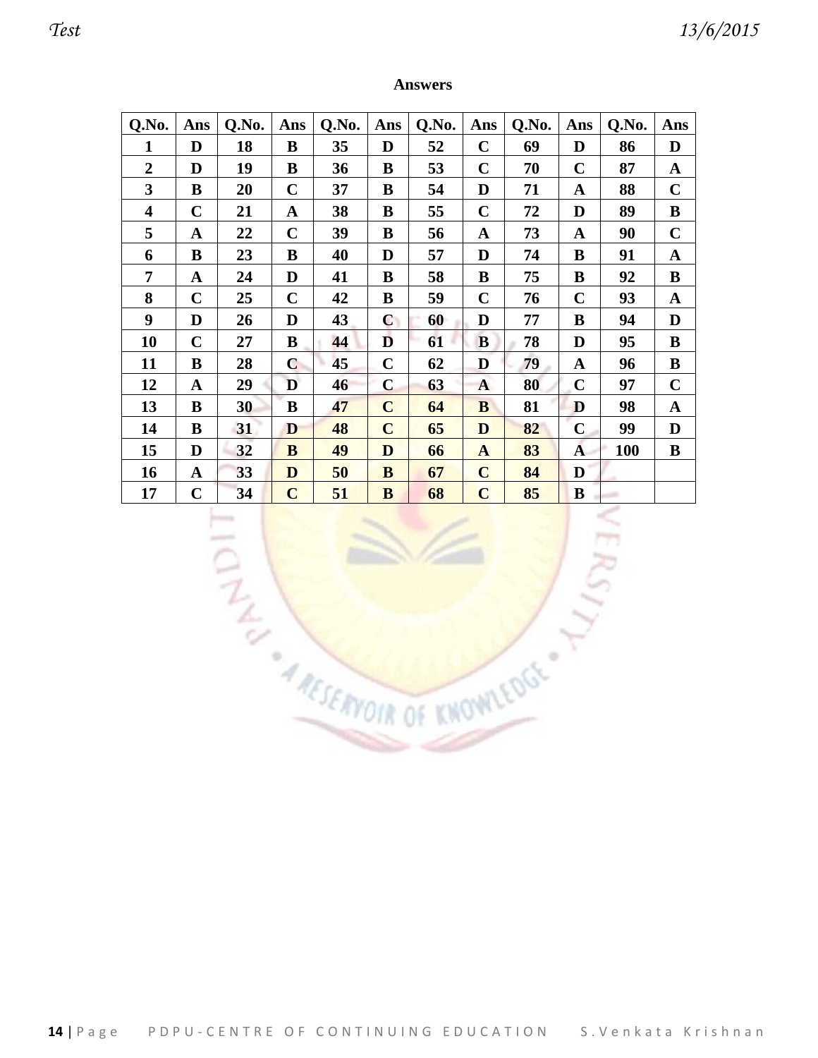**Answers**

| Q.No. | Ans | Q.No. | Ans | Q.No. | Ans | Q.No. | Ans | Q.No. | Ans | Q.No. | Ans |
|---|---|---|---|---|---|---|---|---|---|---|---|
| 1 | D | 18 | B | 35 | D | 52 | C | 69 | D | 86 | D |
| 2 | D | 19 | B | 36 | B | 53 | C | 70 | C | 87 | A |
| 3 | B | 20 | C | 37 | B | 54 | D | 71 | A | 88 | C |
| 4 | C | 21 | A | 38 | B | 55 | C | 72 | D | 89 | B |
| 5 | A | 22 | C | 39 | B | 56 | A | 73 | A | 90 | C |
| 6 | B | 23 | B | 40 | D | 57 | D | 74 | B | 91 | A |
| 7 | A | 24 | D | 41 | B | 58 | B | 75 | B | 92 | B |
| 8 | C | 25 | C | 42 | B | 59 | C | 76 | C | 93 | A |
| 9 | D | 26 | D | 43 | C | 60 | D | 77 | B | 94 | D |
| 10 | C | 27 | B | 44 | D | 61 | B | 78 | D | 95 | B |
| 11 | B | 28 | C | 45 | C | 62 | D | 79 | A | 96 | B |
| 12 | A | 29 | D | 46 | C | 63 | A | 80 | C | 97 | C |
| 13 | B | 30 | B | 47 | C | 64 | B | 81 | D | 98 | A |
| 14 | B | 31 | D | 48 | C | 65 | D | 82 | C | 99 | D |
| 15 | D | 32 | B | 49 | D | 66 | A | 83 | A | 100 | B |
| 16 | A | 33 | D | 50 | B | 67 | C | 84 | D | | |
| 17 | C | 34 | C | 51 | B | 68 | C | 85 | B | | |